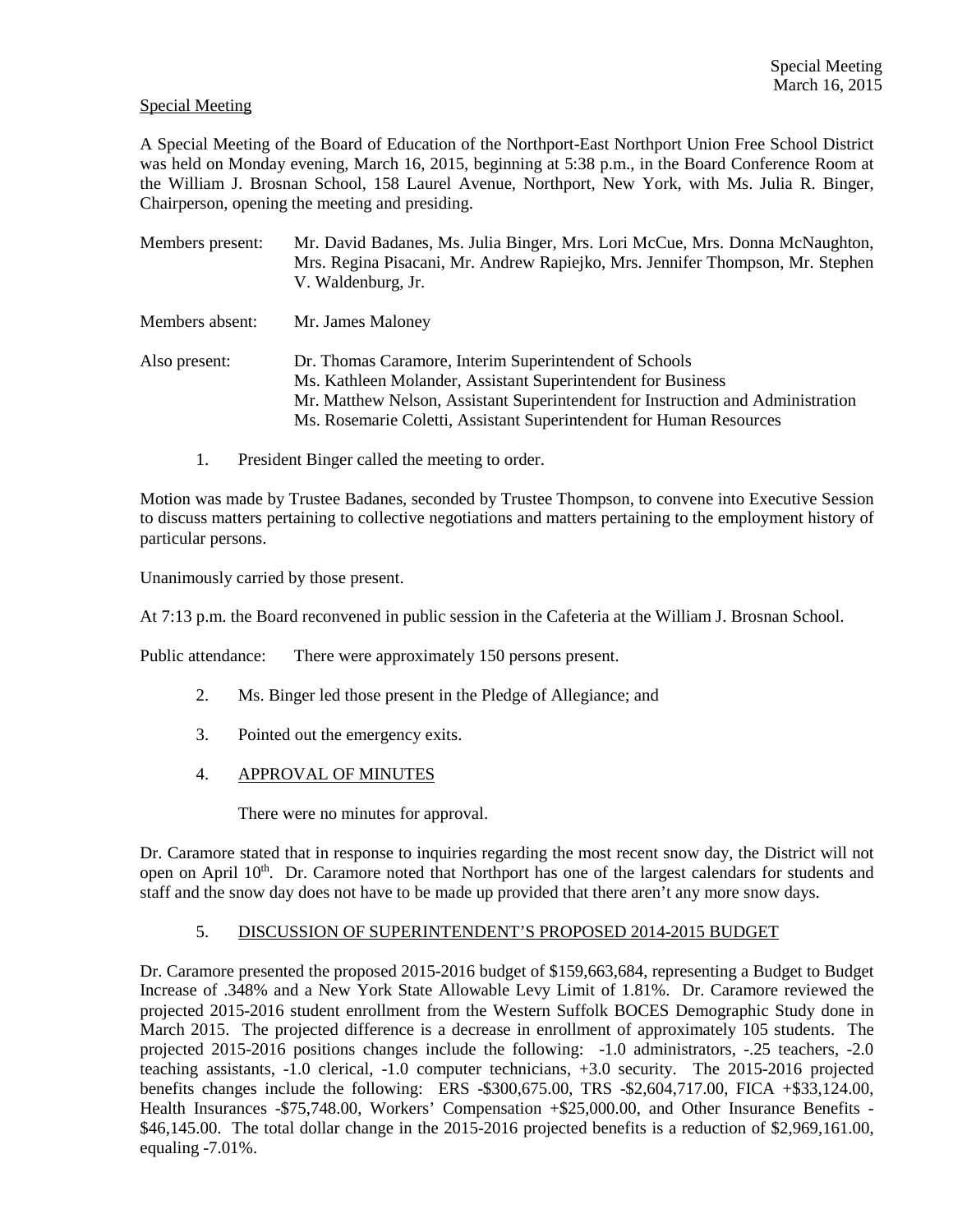Special Meeting

A Special Meeting of the Board of Education of the Northport-East Northport Union Free School District was held on Monday evening, March 16, 2015, beginning at 5:38 p.m., in the Board Conference Room at the William J. Brosnan School, 158 Laurel Avenue, Northport, New York, with Ms. Julia R. Binger, Chairperson, opening the meeting and presiding.

Members present: Mr. David Badanes, Ms. Julia Binger, Mrs. Lori McCue, Mrs. Donna McNaughton, Mrs. Regina Pisacani, Mr. Andrew Rapiejko, Mrs. Jennifer Thompson, Mr. Stephen V. Waldenburg, Jr.

Members absent: Mr. James Maloney

Also present: Dr. Thomas Caramore, Interim Superintendent of Schools
Ms. Kathleen Molander, Assistant Superintendent for Business
Mr. Matthew Nelson, Assistant Superintendent for Instruction and Administration
Ms. Rosemarie Coletti, Assistant Superintendent for Human Resources

1. President Binger called the meeting to order.

Motion was made by Trustee Badanes, seconded by Trustee Thompson, to convene into Executive Session to discuss matters pertaining to collective negotiations and matters pertaining to the employment history of particular persons.

Unanimously carried by those present.

At 7:13 p.m. the Board reconvened in public session in the Cafeteria at the William J. Brosnan School.

Public attendance: There were approximately 150 persons present.

2. Ms. Binger led those present in the Pledge of Allegiance; and

3. Pointed out the emergency exits.

4. APPROVAL OF MINUTES

   There were no minutes for approval.

Dr. Caramore stated that in response to inquiries regarding the most recent snow day, the District will not open on April 10th. Dr. Caramore noted that Northport has one of the largest calendars for students and staff and the snow day does not have to be made up provided that there aren't any more snow days.

5. DISCUSSION OF SUPERINTENDENT'S PROPOSED 2014-2015 BUDGET

Dr. Caramore presented the proposed 2015-2016 budget of $159,663,684, representing a Budget to Budget Increase of .348% and a New York State Allowable Levy Limit of 1.81%. Dr. Caramore reviewed the projected 2015-2016 student enrollment from the Western Suffolk BOCES Demographic Study done in March 2015. The projected difference is a decrease in enrollment of approximately 105 students. The projected 2015-2016 positions changes include the following: -1.0 administrators, -.25 teachers, -2.0 teaching assistants, -1.0 clerical, -1.0 computer technicians, +3.0 security. The 2015-2016 projected benefits changes include the following: ERS -$300,675.00, TRS -$2,604,717.00, FICA +$33,124.00, Health Insurances -$75,748.00, Workers' Compensation +$25,000.00, and Other Insurance Benefits -$46,145.00. The total dollar change in the 2015-2016 projected benefits is a reduction of $2,969,161.00, equaling -7.01%.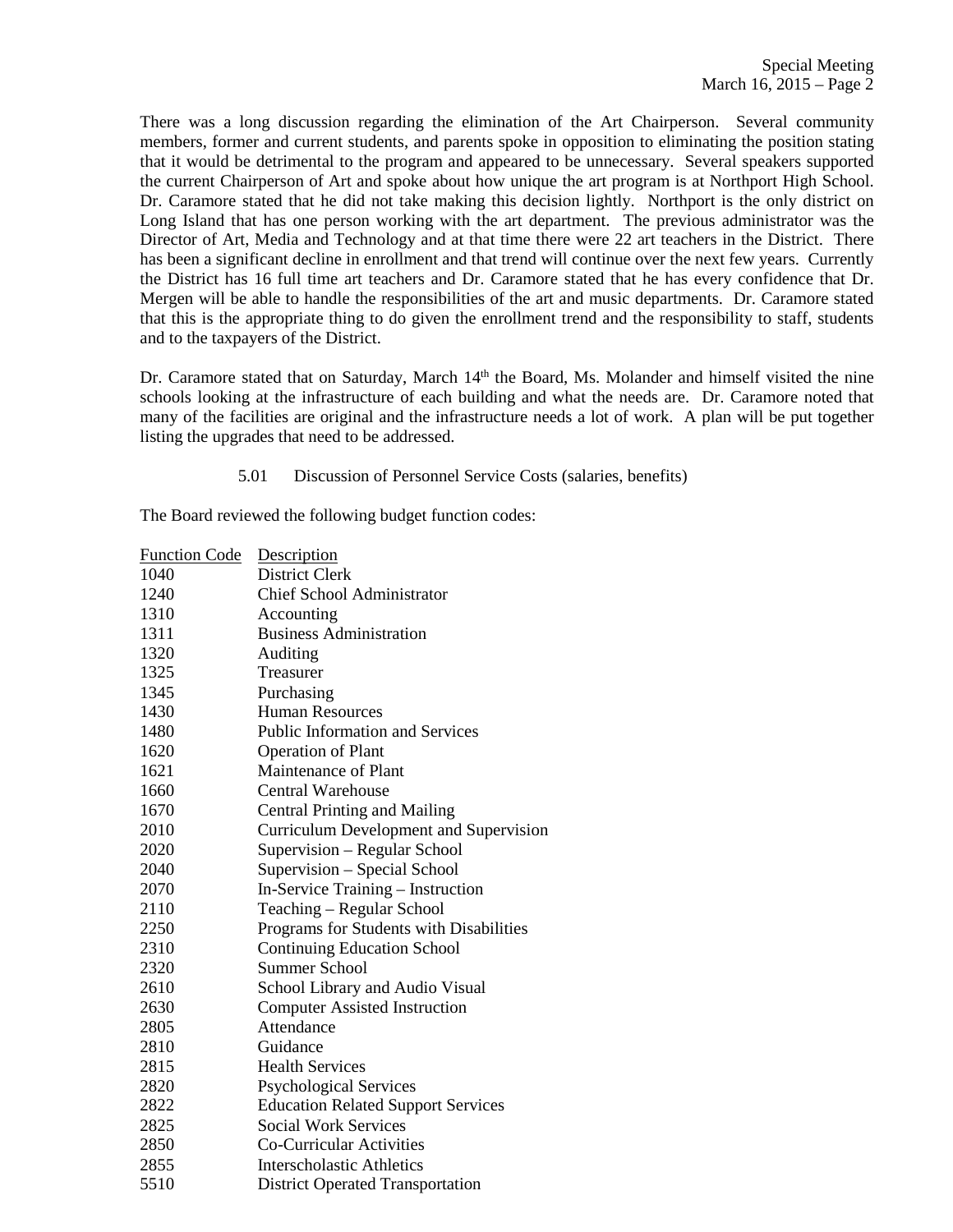There was a long discussion regarding the elimination of the Art Chairperson. Several community members, former and current students, and parents spoke in opposition to eliminating the position stating that it would be detrimental to the program and appeared to be unnecessary. Several speakers supported the current Chairperson of Art and spoke about how unique the art program is at Northport High School. Dr. Caramore stated that he did not take making this decision lightly. Northport is the only district on Long Island that has one person working with the art department. The previous administrator was the Director of Art, Media and Technology and at that time there were 22 art teachers in the District. There has been a significant decline in enrollment and that trend will continue over the next few years. Currently the District has 16 full time art teachers and Dr. Caramore stated that he has every confidence that Dr. Mergen will be able to handle the responsibilities of the art and music departments. Dr. Caramore stated that this is the appropriate thing to do given the enrollment trend and the responsibility to staff, students and to the taxpayers of the District.

Dr. Caramore stated that on Saturday, March 14th the Board, Ms. Molander and himself visited the nine schools looking at the infrastructure of each building and what the needs are. Dr. Caramore noted that many of the facilities are original and the infrastructure needs a lot of work. A plan will be put together listing the upgrades that need to be addressed.

5.01 Discussion of Personnel Service Costs (salaries, benefits)

The Board reviewed the following budget function codes:

| Function Code | Description |
|---|---|
| 1040 | District Clerk |
| 1240 | Chief School Administrator |
| 1310 | Accounting |
| 1311 | Business Administration |
| 1320 | Auditing |
| 1325 | Treasurer |
| 1345 | Purchasing |
| 1430 | Human Resources |
| 1480 | Public Information and Services |
| 1620 | Operation of Plant |
| 1621 | Maintenance of Plant |
| 1660 | Central Warehouse |
| 1670 | Central Printing and Mailing |
| 2010 | Curriculum Development and Supervision |
| 2020 | Supervision – Regular School |
| 2040 | Supervision – Special School |
| 2070 | In-Service Training – Instruction |
| 2110 | Teaching – Regular School |
| 2250 | Programs for Students with Disabilities |
| 2310 | Continuing Education School |
| 2320 | Summer School |
| 2610 | School Library and Audio Visual |
| 2630 | Computer Assisted Instruction |
| 2805 | Attendance |
| 2810 | Guidance |
| 2815 | Health Services |
| 2820 | Psychological Services |
| 2822 | Education Related Support Services |
| 2825 | Social Work Services |
| 2850 | Co-Curricular Activities |
| 2855 | Interscholastic Athletics |
| 5510 | District Operated Transportation |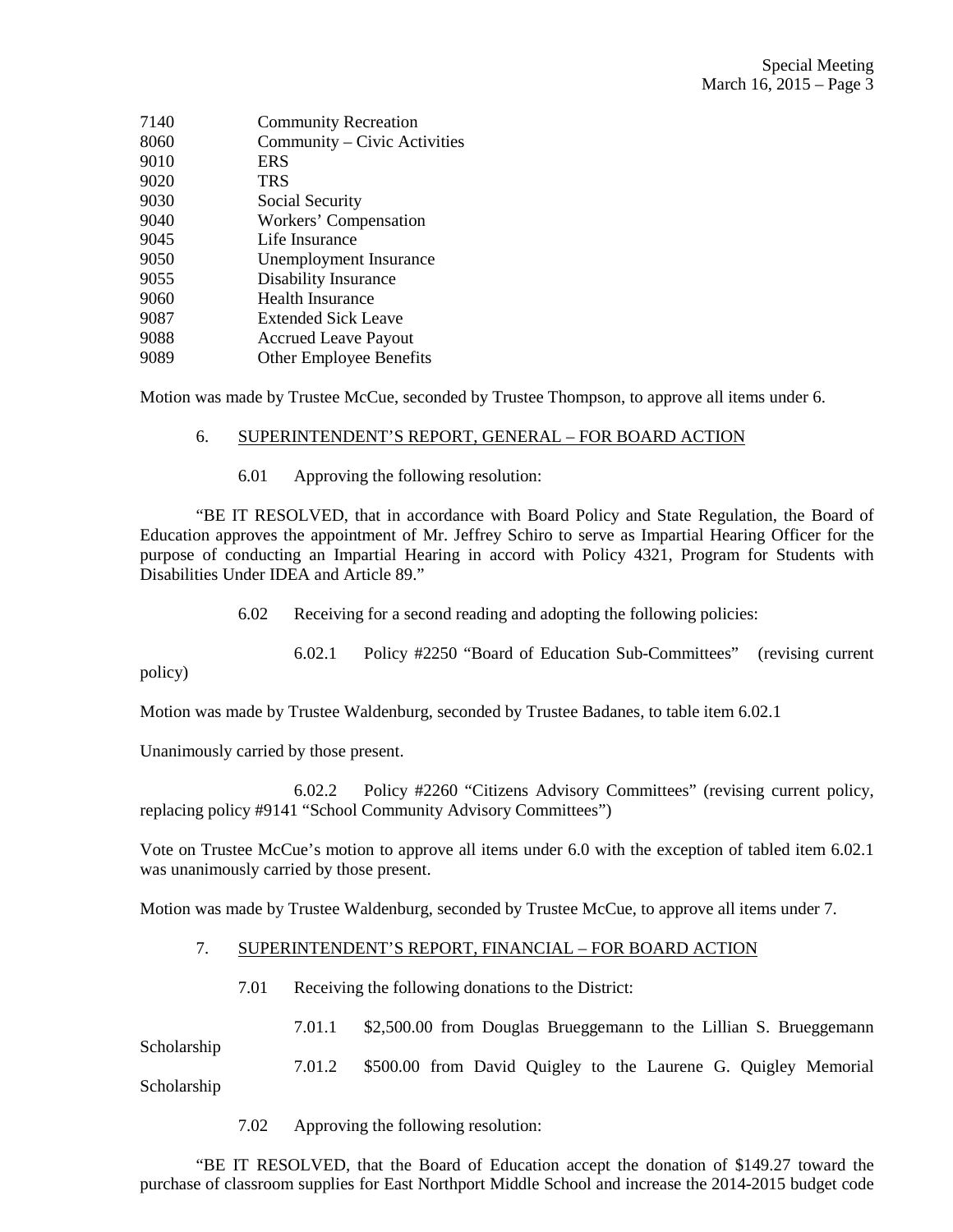| | |
|---|---|
| 7140 | Community Recreation |
| 8060 | Community – Civic Activities |
| 9010 | ERS |
| 9020 | TRS |
| 9030 | Social Security |
| 9040 | Workers' Compensation |
| 9045 | Life Insurance |
| 9050 | Unemployment Insurance |
| 9055 | Disability Insurance |
| 9060 | Health Insurance |
| 9087 | Extended Sick Leave |
| 9088 | Accrued Leave Payout |
| 9089 | Other Employee Benefits |

Motion was made by Trustee McCue, seconded by Trustee Thompson, to approve all items under 6.

6. SUPERINTENDENT'S REPORT, GENERAL – FOR BOARD ACTION

6.01 Approving the following resolution:

"BE IT RESOLVED, that in accordance with Board Policy and State Regulation, the Board of Education approves the appointment of Mr. Jeffrey Schiro to serve as Impartial Hearing Officer for the purpose of conducting an Impartial Hearing in accord with Policy 4321, Program for Students with Disabilities Under IDEA and Article 89."

6.02 Receiving for a second reading and adopting the following policies:

6.02.1 Policy #2250 "Board of Education Sub-Committees" (revising current policy)

Motion was made by Trustee Waldenburg, seconded by Trustee Badanes, to table item 6.02.1

Unanimously carried by those present.

6.02.2 Policy #2260 "Citizens Advisory Committees" (revising current policy, replacing policy #9141 "School Community Advisory Committees")

Vote on Trustee McCue's motion to approve all items under 6.0 with the exception of tabled item 6.02.1 was unanimously carried by those present.

Motion was made by Trustee Waldenburg, seconded by Trustee McCue, to approve all items under 7.

7. SUPERINTENDENT'S REPORT, FINANCIAL – FOR BOARD ACTION

7.01 Receiving the following donations to the District:

7.01.1 $2,500.00 from Douglas Brueggemann to the Lillian S. Brueggemann Scholarship

7.01.2 $500.00 from David Quigley to the Laurene G. Quigley Memorial Scholarship

7.02 Approving the following resolution:

"BE IT RESOLVED, that the Board of Education accept the donation of $149.27 toward the purchase of classroom supplies for East Northport Middle School and increase the 2014-2015 budget code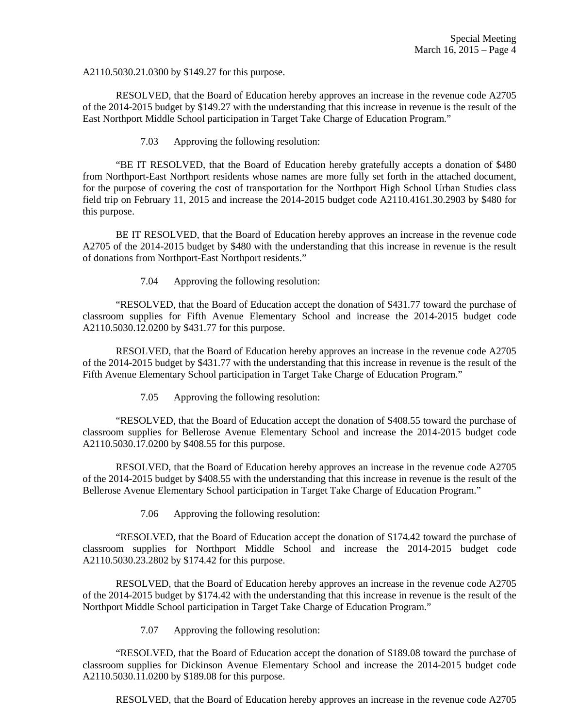A2110.5030.21.0300 by $149.27 for this purpose.

RESOLVED, that the Board of Education hereby approves an increase in the revenue code A2705 of the 2014-2015 budget by $149.27 with the understanding that this increase in revenue is the result of the East Northport Middle School participation in Target Take Charge of Education Program."

7.03 Approving the following resolution:

"BE IT RESOLVED, that the Board of Education hereby gratefully accepts a donation of $480 from Northport-East Northport residents whose names are more fully set forth in the attached document, for the purpose of covering the cost of transportation for the Northport High School Urban Studies class field trip on February 11, 2015 and increase the 2014-2015 budget code A2110.4161.30.2903 by $480 for this purpose.

BE IT RESOLVED, that the Board of Education hereby approves an increase in the revenue code A2705 of the 2014-2015 budget by $480 with the understanding that this increase in revenue is the result of donations from Northport-East Northport residents."

7.04 Approving the following resolution:

"RESOLVED, that the Board of Education accept the donation of $431.77 toward the purchase of classroom supplies for Fifth Avenue Elementary School and increase the 2014-2015 budget code A2110.5030.12.0200 by $431.77 for this purpose.

RESOLVED, that the Board of Education hereby approves an increase in the revenue code A2705 of the 2014-2015 budget by $431.77 with the understanding that this increase in revenue is the result of the Fifth Avenue Elementary School participation in Target Take Charge of Education Program."

7.05 Approving the following resolution:

"RESOLVED, that the Board of Education accept the donation of $408.55 toward the purchase of classroom supplies for Bellerose Avenue Elementary School and increase the 2014-2015 budget code A2110.5030.17.0200 by $408.55 for this purpose.

RESOLVED, that the Board of Education hereby approves an increase in the revenue code A2705 of the 2014-2015 budget by $408.55 with the understanding that this increase in revenue is the result of the Bellerose Avenue Elementary School participation in Target Take Charge of Education Program."

7.06 Approving the following resolution:

"RESOLVED, that the Board of Education accept the donation of $174.42 toward the purchase of classroom supplies for Northport Middle School and increase the 2014-2015 budget code A2110.5030.23.2802 by $174.42 for this purpose.

RESOLVED, that the Board of Education hereby approves an increase in the revenue code A2705 of the 2014-2015 budget by $174.42 with the understanding that this increase in revenue is the result of the Northport Middle School participation in Target Take Charge of Education Program."

7.07 Approving the following resolution:

"RESOLVED, that the Board of Education accept the donation of $189.08 toward the purchase of classroom supplies for Dickinson Avenue Elementary School and increase the 2014-2015 budget code A2110.5030.11.0200 by $189.08 for this purpose.

RESOLVED, that the Board of Education hereby approves an increase in the revenue code A2705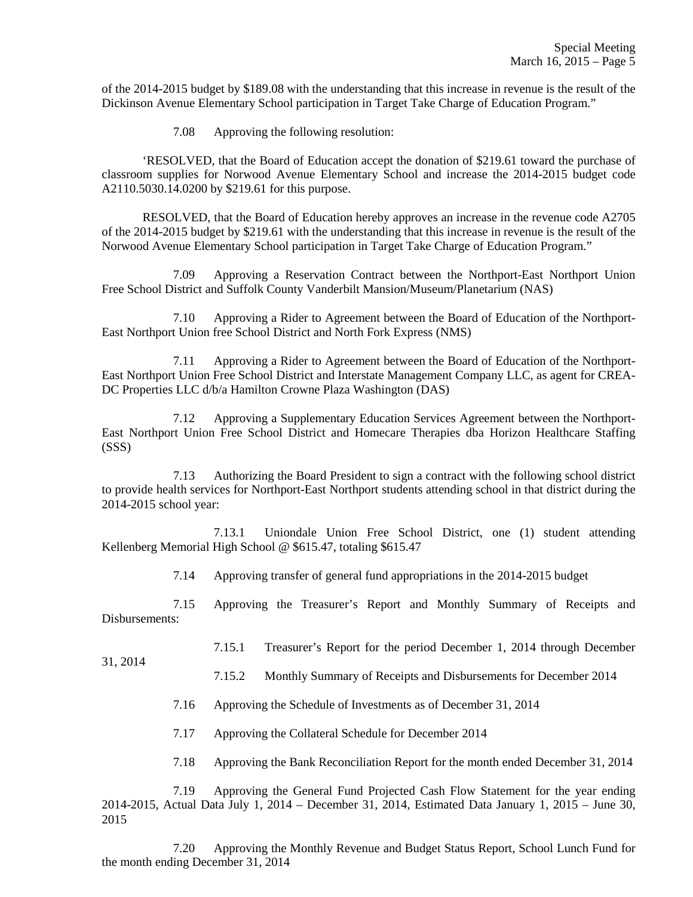of the 2014-2015 budget by $189.08 with the understanding that this increase in revenue is the result of the Dickinson Avenue Elementary School participation in Target Take Charge of Education Program."

7.08 Approving the following resolution:

'RESOLVED, that the Board of Education accept the donation of $219.61 toward the purchase of classroom supplies for Norwood Avenue Elementary School and increase the 2014-2015 budget code A2110.5030.14.0200 by $219.61 for this purpose.

RESOLVED, that the Board of Education hereby approves an increase in the revenue code A2705 of the 2014-2015 budget by $219.61 with the understanding that this increase in revenue is the result of the Norwood Avenue Elementary School participation in Target Take Charge of Education Program."

7.09 Approving a Reservation Contract between the Northport-East Northport Union Free School District and Suffolk County Vanderbilt Mansion/Museum/Planetarium (NAS)

7.10 Approving a Rider to Agreement between the Board of Education of the Northport-East Northport Union free School District and North Fork Express (NMS)

7.11 Approving a Rider to Agreement between the Board of Education of the Northport-East Northport Union Free School District and Interstate Management Company LLC, as agent for CREA-DC Properties LLC d/b/a Hamilton Crowne Plaza Washington (DAS)

7.12 Approving a Supplementary Education Services Agreement between the Northport-East Northport Union Free School District and Homecare Therapies dba Horizon Healthcare Staffing (SSS)

7.13 Authorizing the Board President to sign a contract with the following school district to provide health services for Northport-East Northport students attending school in that district during the 2014-2015 school year:

7.13.1 Uniondale Union Free School District, one (1) student attending Kellenberg Memorial High School @ $615.47, totaling $615.47

7.14 Approving transfer of general fund appropriations in the 2014-2015 budget

7.15 Approving the Treasurer's Report and Monthly Summary of Receipts and Disbursements:

7.15.1 Treasurer's Report for the period December 1, 2014 through December 31, 2014

7.15.2 Monthly Summary of Receipts and Disbursements for December 2014

7.16 Approving the Schedule of Investments as of December 31, 2014

7.17 Approving the Collateral Schedule for December 2014

7.18 Approving the Bank Reconciliation Report for the month ended December 31, 2014

7.19 Approving the General Fund Projected Cash Flow Statement for the year ending 2014-2015, Actual Data July 1, 2014 – December 31, 2014, Estimated Data January 1, 2015 – June 30, 2015

7.20 Approving the Monthly Revenue and Budget Status Report, School Lunch Fund for the month ending December 31, 2014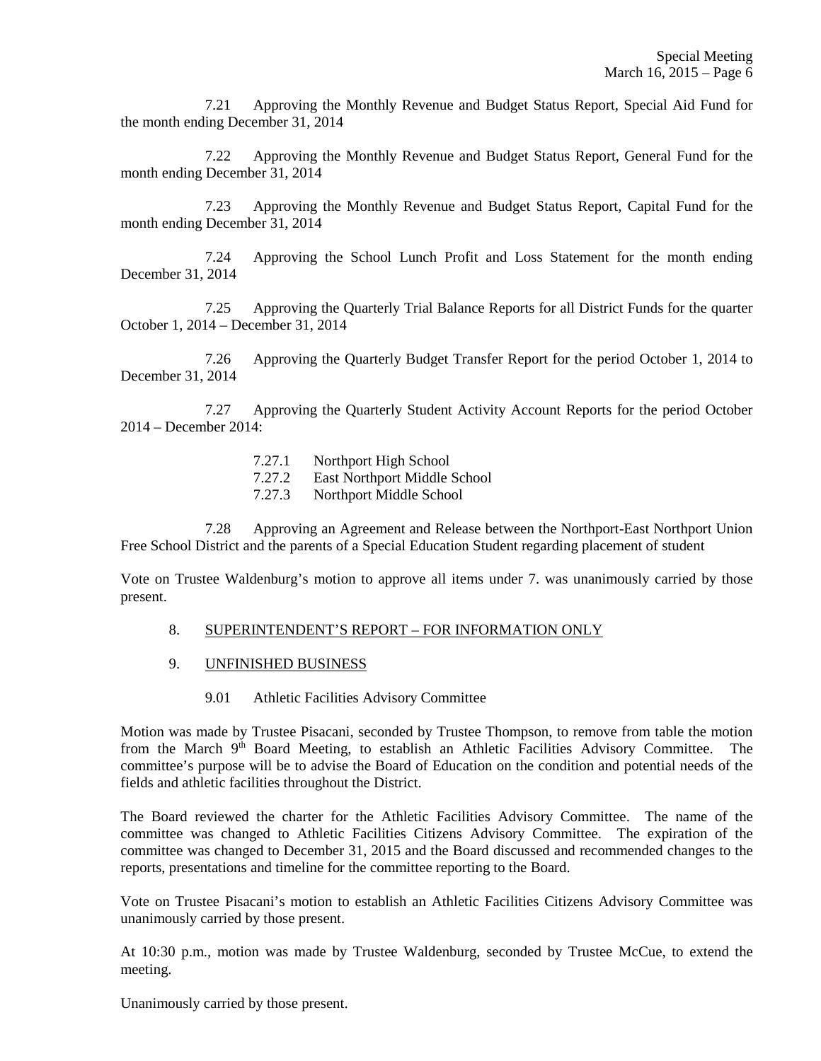7.21 Approving the Monthly Revenue and Budget Status Report, Special Aid Fund for the month ending December 31, 2014

7.22 Approving the Monthly Revenue and Budget Status Report, General Fund for the month ending December 31, 2014

7.23 Approving the Monthly Revenue and Budget Status Report, Capital Fund for the month ending December 31, 2014

7.24 Approving the School Lunch Profit and Loss Statement for the month ending December 31, 2014

7.25 Approving the Quarterly Trial Balance Reports for all District Funds for the quarter October 1, 2014 – December 31, 2014

7.26 Approving the Quarterly Budget Transfer Report for the period October 1, 2014 to December 31, 2014

7.27 Approving the Quarterly Student Activity Account Reports for the period October 2014 – December 2014:

- 7.27.1 Northport High School
- 7.27.2 East Northport Middle School
- 7.27.3 Northport Middle School

7.28 Approving an Agreement and Release between the Northport-East Northport Union Free School District and the parents of a Special Education Student regarding placement of student

Vote on Trustee Waldenburg's motion to approve all items under 7. was unanimously carried by those present.

8. SUPERINTENDENT'S REPORT – FOR INFORMATION ONLY

9. UNFINISHED BUSINESS

9.01 Athletic Facilities Advisory Committee

Motion was made by Trustee Pisacani, seconded by Trustee Thompson, to remove from table the motion from the March 9th Board Meeting, to establish an Athletic Facilities Advisory Committee. The committee's purpose will be to advise the Board of Education on the condition and potential needs of the fields and athletic facilities throughout the District.

The Board reviewed the charter for the Athletic Facilities Advisory Committee. The name of the committee was changed to Athletic Facilities Citizens Advisory Committee. The expiration of the committee was changed to December 31, 2015 and the Board discussed and recommended changes to the reports, presentations and timeline for the committee reporting to the Board.

Vote on Trustee Pisacani's motion to establish an Athletic Facilities Citizens Advisory Committee was unanimously carried by those present.

At 10:30 p.m., motion was made by Trustee Waldenburg, seconded by Trustee McCue, to extend the meeting.

Unanimously carried by those present.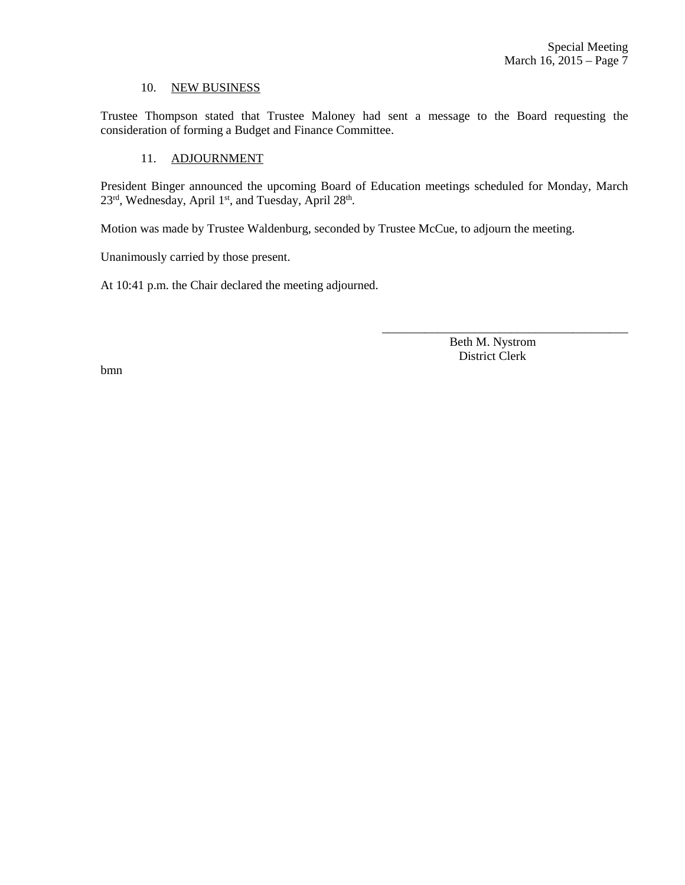10. NEW BUSINESS

Trustee Thompson stated that Trustee Maloney had sent a message to the Board requesting the consideration of forming a Budget and Finance Committee.

11. ADJOURNMENT

President Binger announced the upcoming Board of Education meetings scheduled for Monday, March 23rd, Wednesday, April 1st, and Tuesday, April 28th.

Motion was made by Trustee Waldenburg, seconded by Trustee McCue, to adjourn the meeting.

Unanimously carried by those present.

At 10:41 p.m. the Chair declared the meeting adjourned.

\_\_\_\_\_\_\_\_\_\_\_\_\_\_\_\_\_\_\_\_\_\_\_\_\_\_\_\_\_\_\_\_\_\_\_\_\_\_\_\_

Beth M. Nystrom
District Clerk

bmn